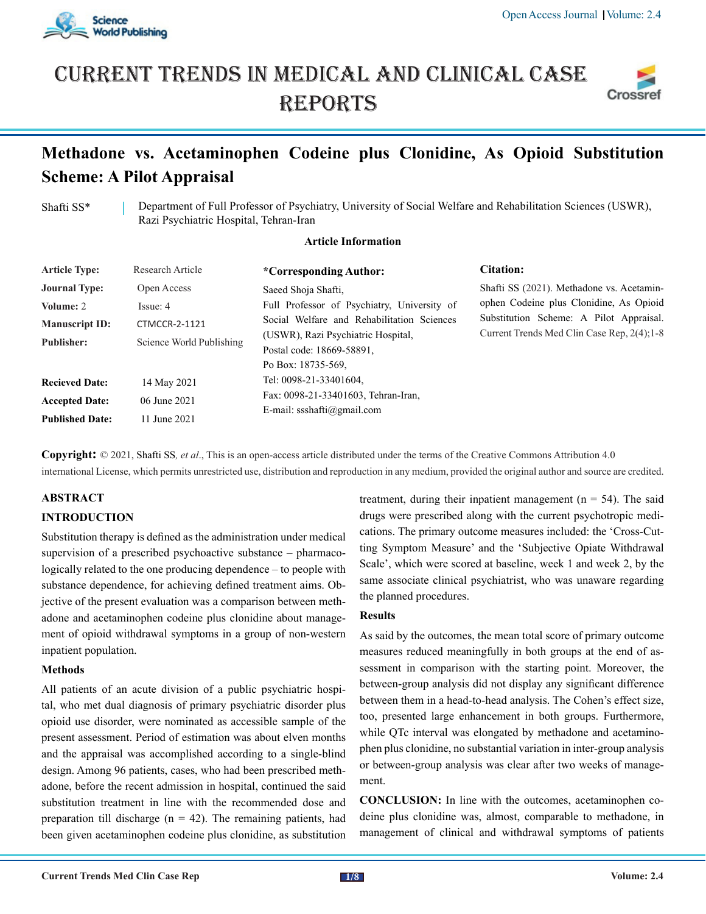# Methadone vs. Acetaminophen Codeine plus Clonidine, As Opioid Substitution Scheme: A Pilot Appraisal

Shafti SS*

Department of Full Professor of Psychiatry, University of Social Welfare and Rehabilitation Sciences (USWR), Razi Psychiatric Hospital, Tehran-Iran

**Article Information**

| | |
|---|---|
| **Article Type:** | Research Article |
| **Journal Type:** | Open Access |
| **Volume:** 2 | Issue: 4 |
| **Manuscript ID:** | CTMCCR-2-1121 |
| **Publisher:** | Science World Publishing |
| **Recieved Date:** | 14 May 2021 |
| **Accepted Date:** | 06 June 2021 |
| **Published Date:** | 11 June 2021 |

**\*Corresponding Author:**

Saeed Shoja Shafti,
Full Professor of Psychiatry, University of Social Welfare and Rehabilitation Sciences (USWR), Razi Psychiatric Hospital,
Postal code: 18669-58891,
Po Box: 18735-569,
Tel: 0098-21-33401604,
Fax: 0098-21-33401603, Tehran-Iran,
E-mail: ssshafti@gmail.com

**Citation:**

Shafti SS (2021). Methadone vs. Acetaminophen Codeine plus Clonidine, As Opioid Substitution Scheme: A Pilot Appraisal. Current Trends Med Clin Case Rep, 2(4);1-8

**Copyright:** © 2021, Shafti SS*, et al.*, This is an open-access article distributed under the terms of the Creative Commons Attribution 4.0 international License, which permits unrestricted use, distribution and reproduction in any medium, provided the original author and source are credited.

## ABSTRACT

### INTRODUCTION

Substitution therapy is defined as the administration under medical supervision of a prescribed psychoactive substance – pharmacologically related to the one producing dependence – to people with substance dependence, for achieving defined treatment aims. Objective of the present evaluation was a comparison between methadone and acetaminophen codeine plus clonidine about management of opioid withdrawal symptoms in a group of non-western inpatient population.

### Methods

All patients of an acute division of a public psychiatric hospital, who met dual diagnosis of primary psychiatric disorder plus opioid use disorder, were nominated as accessible sample of the present assessment. Period of estimation was about elven months and the appraisal was accomplished according to a single-blind design. Among 96 patients, cases, who had been prescribed methadone, before the recent admission in hospital, continued the said substitution treatment in line with the recommended dose and preparation till discharge (n = 42). The remaining patients, had been given acetaminophen codeine plus clonidine, as substitution treatment, during their inpatient management (n = 54). The said drugs were prescribed along with the current psychotropic medications. The primary outcome measures included: the 'Cross-Cutting Symptom Measure' and the 'Subjective Opiate Withdrawal Scale', which were scored at baseline, week 1 and week 2, by the same associate clinical psychiatrist, who was unaware regarding the planned procedures.

### Results

As said by the outcomes, the mean total score of primary outcome measures reduced meaningfully in both groups at the end of assessment in comparison with the starting point. Moreover, the between-group analysis did not display any significant difference between them in a head-to-head analysis. The Cohen's effect size, too, presented large enhancement in both groups. Furthermore, while QTc interval was elongated by methadone and acetaminophen plus clonidine, no substantial variation in inter-group analysis or between-group analysis was clear after two weeks of management.

**CONCLUSION:** In line with the outcomes, acetaminophen codeine plus clonidine was, almost, comparable to methadone, in management of clinical and withdrawal symptoms of patients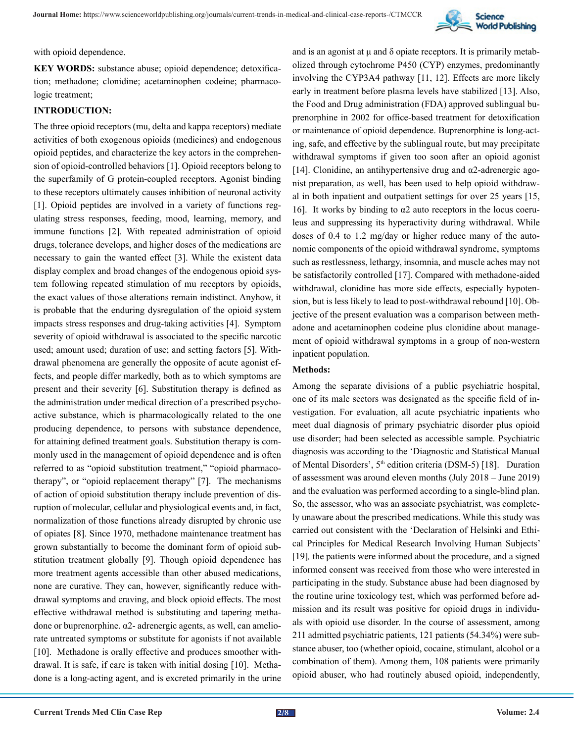with opioid dependence.

**KEY WORDS:** substance abuse; opioid dependence; detoxification; methadone; clonidine; acetaminophen codeine; pharmacologic treatment;

## INTRODUCTION:

The three opioid receptors (mu, delta and kappa receptors) mediate activities of both exogenous opioids (medicines) and endogenous opioid peptides, and characterize the key actors in the comprehension of opioid-controlled behaviors [1]. Opioid receptors belong to the superfamily of G protein-coupled receptors. Agonist binding to these receptors ultimately causes inhibition of neuronal activity [1]. Opioid peptides are involved in a variety of functions regulating stress responses, feeding, mood, learning, memory, and immune functions [2]. With repeated administration of opioid drugs, tolerance develops, and higher doses of the medications are necessary to gain the wanted effect [3]. While the existent data display complex and broad changes of the endogenous opioid system following repeated stimulation of mu receptors by opioids, the exact values of those alterations remain indistinct. Anyhow, it is probable that the enduring dysregulation of the opioid system impacts stress responses and drug-taking activities [4]. Symptom severity of opioid withdrawal is associated to the specific narcotic used; amount used; duration of use; and setting factors [5]. Withdrawal phenomena are generally the opposite of acute agonist effects, and people differ markedly, both as to which symptoms are present and their severity [6]. Substitution therapy is defined as the administration under medical direction of a prescribed psychoactive substance, which is pharmacologically related to the one producing dependence, to persons with substance dependence, for attaining defined treatment goals. Substitution therapy is commonly used in the management of opioid dependence and is often referred to as "opioid substitution treatment," "opioid pharmacotherapy", or "opioid replacement therapy" [7]. The mechanisms of action of opioid substitution therapy include prevention of disruption of molecular, cellular and physiological events and, in fact, normalization of those functions already disrupted by chronic use of opiates [8]. Since 1970, methadone maintenance treatment has grown substantially to become the dominant form of opioid substitution treatment globally [9]. Though opioid dependence has more treatment agents accessible than other abused medications, none are curative. They can, however, significantly reduce withdrawal symptoms and craving, and block opioid effects. The most effective withdrawal method is substituting and tapering methadone or buprenorphine. α2- adrenergic agents, as well, can ameliorate untreated symptoms or substitute for agonists if not available [10]. Methadone is orally effective and produces smoother withdrawal. It is safe, if care is taken with initial dosing [10]. Methadone is a long-acting agent, and is excreted primarily in the urine and is an agonist at µ and δ opiate receptors. It is primarily metabolized through cytochrome P450 (CYP) enzymes, predominantly involving the CYP3A4 pathway [11, 12]. Effects are more likely early in treatment before plasma levels have stabilized [13]. Also, the Food and Drug administration (FDA) approved sublingual buprenorphine in 2002 for office-based treatment for detoxification or maintenance of opioid dependence. Buprenorphine is long-acting, safe, and effective by the sublingual route, but may precipitate withdrawal symptoms if given too soon after an opioid agonist [14]. Clonidine, an antihypertensive drug and α2-adrenergic agonist preparation, as well, has been used to help opioid withdrawal in both inpatient and outpatient settings for over 25 years [15, 16]. It works by binding to α2 auto receptors in the locus coeruleus and suppressing its hyperactivity during withdrawal. While doses of 0.4 to 1.2 mg/day or higher reduce many of the autonomic components of the opioid withdrawal syndrome, symptoms such as restlessness, lethargy, insomnia, and muscle aches may not be satisfactorily controlled [17]. Compared with methadone-aided withdrawal, clonidine has more side effects, especially hypotension, but is less likely to lead to post-withdrawal rebound [10]. Objective of the present evaluation was a comparison between methadone and acetaminophen codeine plus clonidine about management of opioid withdrawal symptoms in a group of non-western inpatient population.

## Methods:

Among the separate divisions of a public psychiatric hospital, one of its male sectors was designated as the specific field of investigation. For evaluation, all acute psychiatric inpatients who meet dual diagnosis of primary psychiatric disorder plus opioid use disorder; had been selected as accessible sample. Psychiatric diagnosis was according to the 'Diagnostic and Statistical Manual of Mental Disorders', 5th edition criteria (DSM-5) [18]. Duration of assessment was around eleven months (July 2018 – June 2019) and the evaluation was performed according to a single-blind plan. So, the assessor, who was an associate psychiatrist, was completely unaware about the prescribed medications. While this study was carried out consistent with the 'Declaration of Helsinki and Ethical Principles for Medical Research Involving Human Subjects' [19], the patients were informed about the procedure, and a signed informed consent was received from those who were interested in participating in the study. Substance abuse had been diagnosed by the routine urine toxicology test, which was performed before admission and its result was positive for opioid drugs in individuals with opioid use disorder. In the course of assessment, among 211 admitted psychiatric patients, 121 patients (54.34%) were substance abuser, too (whether opioid, cocaine, stimulant, alcohol or a combination of them). Among them, 108 patients were primarily opioid abuser, who had routinely abused opioid, independently,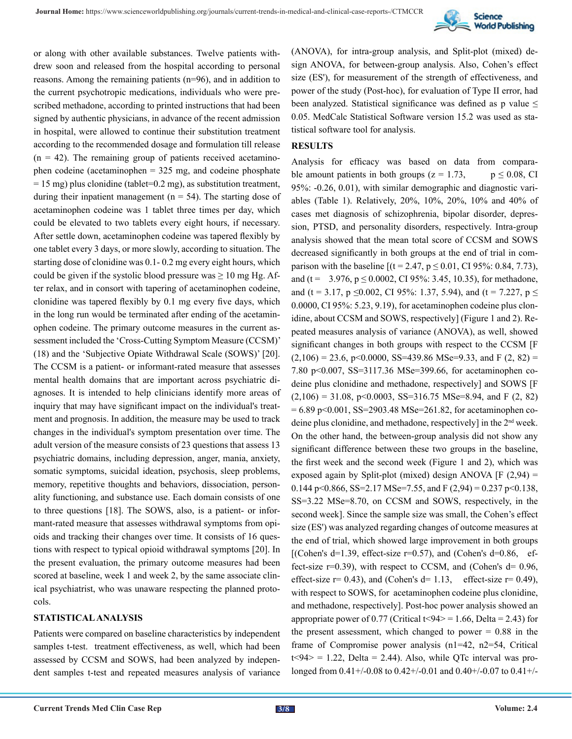or along with other available substances. Twelve patients withdrew soon and released from the hospital according to personal reasons. Among the remaining patients (n=96), and in addition to the current psychotropic medications, individuals who were prescribed methadone, according to printed instructions that had been signed by authentic physicians, in advance of the recent admission in hospital, were allowed to continue their substitution treatment according to the recommended dosage and formulation till release (n = 42). The remaining group of patients received acetaminophen codeine (acetaminophen = 325 mg, and codeine phosphate = 15 mg) plus clonidine (tablet=0.2 mg), as substitution treatment, during their inpatient management (n = 54). The starting dose of acetaminophen codeine was 1 tablet three times per day, which could be elevated to two tablets every eight hours, if necessary. After settle down, acetaminophen codeine was tapered flexibly by one tablet every 3 days, or more slowly, according to situation. The starting dose of clonidine was 0.1- 0.2 mg every eight hours, which could be given if the systolic blood pressure was ≥ 10 mg Hg. After relax, and in consort with tapering of acetaminophen codeine, clonidine was tapered flexibly by 0.1 mg every five days, which in the long run would be terminated after ending of the acetaminophen codeine. The primary outcome measures in the current assessment included the 'Cross-Cutting Symptom Measure (CCSM)' (18) and the 'Subjective Opiate Withdrawal Scale (SOWS)' [20]. The CCSM is a patient- or informant-rated measure that assesses mental health domains that are important across psychiatric diagnoses. It is intended to help clinicians identify more areas of inquiry that may have significant impact on the individual's treatment and prognosis. In addition, the measure may be used to track changes in the individual's symptom presentation over time. The adult version of the measure consists of 23 questions that assess 13 psychiatric domains, including depression, anger, mania, anxiety, somatic symptoms, suicidal ideation, psychosis, sleep problems, memory, repetitive thoughts and behaviors, dissociation, personality functioning, and substance use. Each domain consists of one to three questions [18]. The SOWS, also, is a patient- or informant-rated measure that assesses withdrawal symptoms from opioids and tracking their changes over time. It consists of 16 questions with respect to typical opioid withdrawal symptoms [20]. In the present evaluation, the primary outcome measures had been scored at baseline, week 1 and week 2, by the same associate clinical psychiatrist, who was unaware respecting the planned protocols.

## STATISTICAL ANALYSIS

Patients were compared on baseline characteristics by independent samples t-test. treatment effectiveness, as well, which had been assessed by CCSM and SOWS, had been analyzed by independent samples t-test and repeated measures analysis of variance (ANOVA), for intra-group analysis, and Split-plot (mixed) design ANOVA, for between-group analysis. Also, Cohen's effect size (ES'), for measurement of the strength of effectiveness, and power of the study (Post-hoc), for evaluation of Type II error, had been analyzed. Statistical significance was defined as p value ≤ 0.05. MedCalc Statistical Software version 15.2 was used as statistical software tool for analysis.

## RESULTS

Analysis for efficacy was based on data from comparable amount patients in both groups (z = 1.73, p ≤ 0.08, CI 95%: -0.26, 0.01), with similar demographic and diagnostic variables (Table 1). Relatively, 20%, 10%, 20%, 10% and 40% of cases met diagnosis of schizophrenia, bipolar disorder, depression, PTSD, and personality disorders, respectively. Intra-group analysis showed that the mean total score of CCSM and SOWS decreased significantly in both groups at the end of trial in comparison with the baseline [(t = 2.47, p ≤ 0.01, CI 95%: 0.84, 7.73), and (t = 3.976, p ≤ 0.0002, CI 95%: 3.45, 10.35), for methadone, and (t = 3.17, p ≤0.002, CI 95%: 1.37, 5.94), and (t = 7.227, p ≤ 0.0000, CI 95%: 5.23, 9.19), for acetaminophen codeine plus clonidine, about CCSM and SOWS, respectively] (Figure 1 and 2). Repeated measures analysis of variance (ANOVA), as well, showed significant changes in both groups with respect to the CCSM [F (2,106) = 23.6, p<0.0000, SS=439.86 MSe=9.33, and F (2, 82) = 7.80 p<0.007, SS=3117.36 MSe=399.66, for acetaminophen codeine plus clonidine and methadone, respectively] and SOWS [F (2,106) = 31.08, p<0.0003, SS=316.75 MSe=8.94, and F (2, 82) = 6.89 p<0.001, SS=2903.48 MSe=261.82, for acetaminophen codeine plus clonidine, and methadone, respectively] in the 2nd week. On the other hand, the between-group analysis did not show any significant difference between these two groups in the baseline, the first week and the second week (Figure 1 and 2), which was exposed again by Split-plot (mixed) design ANOVA [F (2,94) = 0.144 p<0.866, SS=2.17 MSe=7.55, and F (2,94) = 0.237 p<0.138, SS=3.22 MSe=8.70, on CCSM and SOWS, respectively, in the second week]. Since the sample size was small, the Cohen's effect size (ES') was analyzed regarding changes of outcome measures at the end of trial, which showed large improvement in both groups [(Cohen's d=1.39, effect-size r=0.57), and (Cohen's d=0.86, effect-size r=0.39), with respect to CCSM, and (Cohen's d= 0.96, effect-size r= 0.43), and (Cohen's d= 1.13, effect-size r= 0.49), with respect to SOWS, for acetaminophen codeine plus clonidine, and methadone, respectively]. Post-hoc power analysis showed an appropriate power of 0.77 (Critical t<94> = 1.66, Delta = 2.43) for the present assessment, which changed to power = 0.88 in the frame of Compromise power analysis (n1=42, n2=54, Critical t<94> = 1.22, Delta = 2.44). Also, while QTc interval was prolonged from 0.41+/-0.08 to 0.42+/-0.01 and 0.40+/-0.07 to 0.41+/-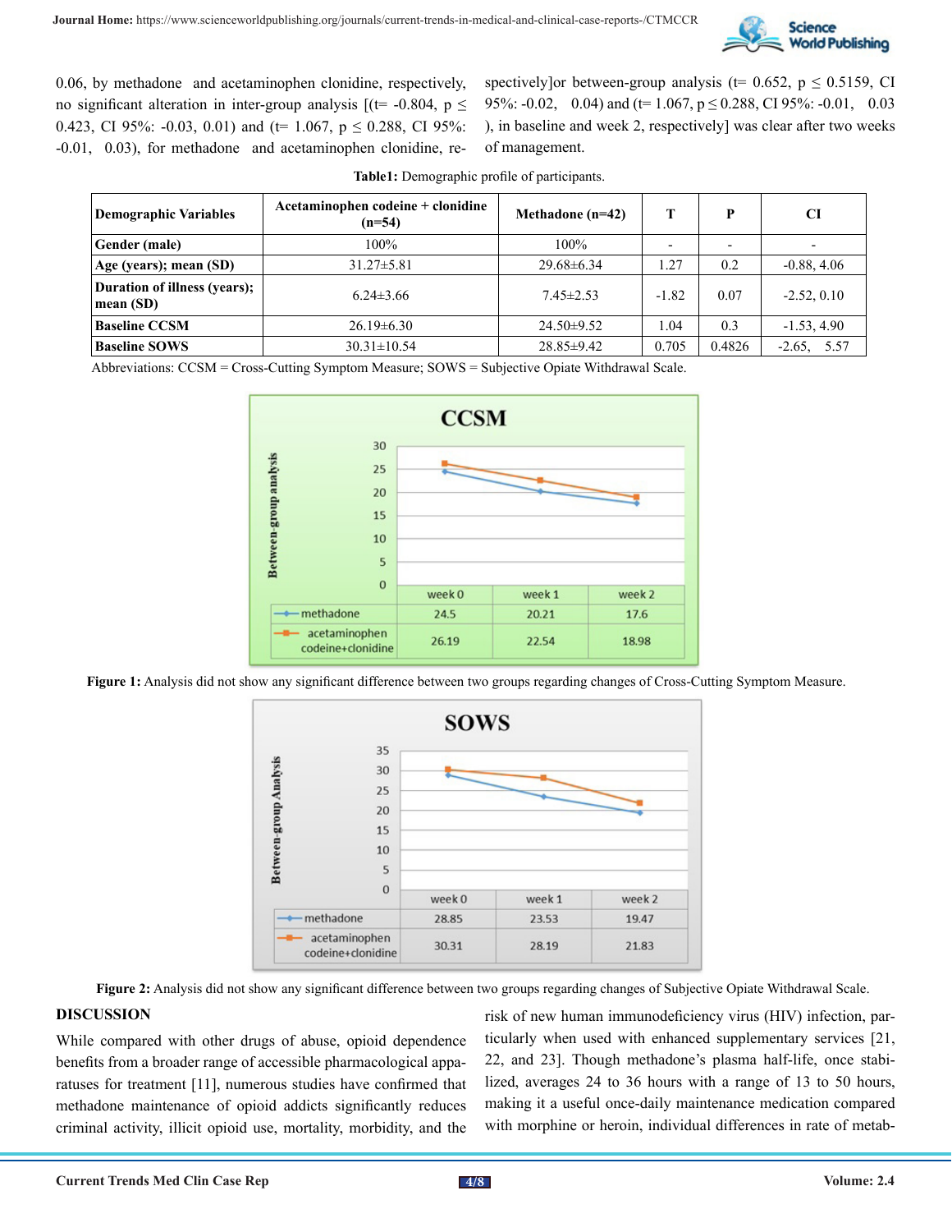0.06, by methadone and acetaminophen clonidine, respectively, no significant alteration in inter-group analysis [(t= -0.804, $p \leq 0.423$, CI 95%: -0.03, 0.01) and (t= 1.067, $p \leq 0.288$, CI 95%: -0.01, 0.03), for methadone and acetaminophen clonidine, respectively]or between-group analysis (t= 0.652, $p \leq 0.5159$, CI 95%: -0.02, 0.04) and (t= 1.067, $p \leq 0.288$, CI 95%: -0.01, 0.03 ), in baseline and week 2, respectively] was clear after two weeks of management.

**Table1:** Demographic profile of participants.

| Demographic Variables | Acetaminophen codeine + clonidine (n=54) | Methadone (n=42) | T | P | CI |
|---|---|---|---|---|---|
| **Gender (male)** | 100% | 100% | - | - | - |
| **Age (years); mean (SD)** | 31.27±5.81 | 29.68±6.34 | 1.27 | 0.2 | -0.88, 4.06 |
| **Duration of illness (years); mean (SD)** | 6.24±3.66 | 7.45±2.53 | -1.82 | 0.07 | -2.52, 0.10 |
| **Baseline CCSM** | 26.19±6.30 | 24.50±9.52 | 1.04 | 0.3 | -1.53, 4.90 |
| **Baseline SOWS** | 30.31±10.54 | 28.85±9.42 | 0.705 | 0.4826 | -2.65, 5.57 |

Abbreviations: CCSM = Cross-Cutting Symptom Measure; SOWS = Subjective Opiate Withdrawal Scale.

| CCSM | week 0 | week 1 | week 2 |
|---|---|---|---|
| methadone | 24.5 | 20.21 | 17.6 |
| acetaminophen codeine+clonidine | 26.19 | 22.54 | 18.98 |

**Figure 1:** Analysis did not show any significant difference between two groups regarding changes of Cross-Cutting Symptom Measure.

| SOWS | week 0 | week 1 | week 2 |
|---|---|---|---|
| methadone | 28.85 | 23.53 | 19.47 |
| acetaminophen codeine+clonidine | 30.31 | 28.19 | 21.83 |

**Figure 2:** Analysis did not show any significant difference between two groups regarding changes of Subjective Opiate Withdrawal Scale.

## DISCUSSION

While compared with other drugs of abuse, opioid dependence benefits from a broader range of accessible pharmacological apparatuses for treatment [11], numerous studies have confirmed that methadone maintenance of opioid addicts significantly reduces criminal activity, illicit opioid use, mortality, morbidity, and the risk of new human immunodeficiency virus (HIV) infection, particularly when used with enhanced supplementary services [21, 22, and 23]. Though methadone's plasma half-life, once stabilized, averages 24 to 36 hours with a range of 13 to 50 hours, making it a useful once-daily maintenance medication compared with morphine or heroin, individual differences in rate of metab-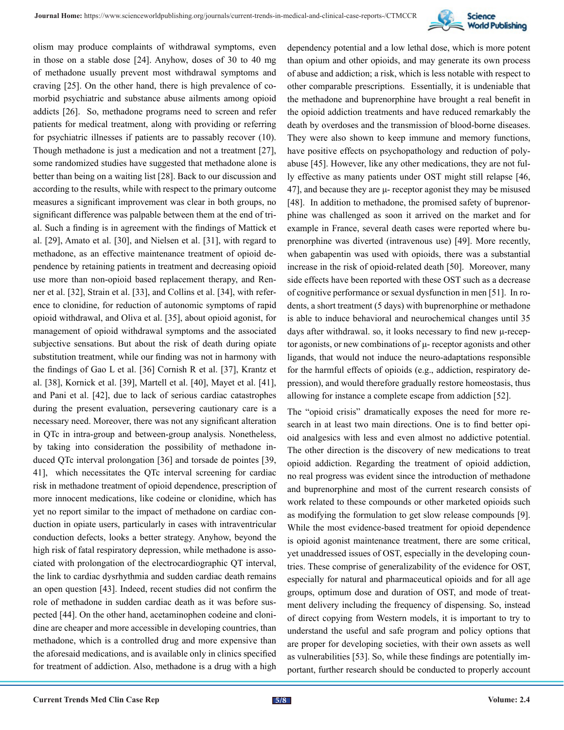olism may produce complaints of withdrawal symptoms, even in those on a stable dose [24]. Anyhow, doses of 30 to 40 mg of methadone usually prevent most withdrawal symptoms and craving [25]. On the other hand, there is high prevalence of co-morbid psychiatric and substance abuse ailments among opioid addicts [26]. So, methadone programs need to screen and refer patients for medical treatment, along with providing or referring for psychiatric illnesses if patients are to passably recover (10). Though methadone is just a medication and not a treatment [27], some randomized studies have suggested that methadone alone is better than being on a waiting list [28]. Back to our discussion and according to the results, while with respect to the primary outcome measures a significant improvement was clear in both groups, no significant difference was palpable between them at the end of trial. Such a finding is in agreement with the findings of Mattick et al. [29], Amato et al. [30], and Nielsen et al. [31], with regard to methadone, as an effective maintenance treatment of opioid dependence by retaining patients in treatment and decreasing opioid use more than non-opioid based replacement therapy, and Renner et al. [32], Strain et al. [33], and Collins et al. [34], with reference to clonidine, for reduction of autonomic symptoms of rapid opioid withdrawal, and Oliva et al. [35], about opioid agonist, for management of opioid withdrawal symptoms and the associated subjective sensations. But about the risk of death during opiate substitution treatment, while our finding was not in harmony with the findings of Gao L et al. [36] Cornish R et al. [37], Krantz et al. [38], Kornick et al. [39], Martell et al. [40], Mayet et al. [41], and Pani et al. [42], due to lack of serious cardiac catastrophes during the present evaluation, persevering cautionary care is a necessary need. Moreover, there was not any significant alteration in QTc in intra-group and between-group analysis. Nonetheless, by taking into consideration the possibility of methadone induced QTc interval prolongation [36] and torsade de pointes [39, 41], which necessitates the QTc interval screening for cardiac risk in methadone treatment of opioid dependence, prescription of more innocent medications, like codeine or clonidine, which has yet no report similar to the impact of methadone on cardiac conduction in opiate users, particularly in cases with intraventricular conduction defects, looks a better strategy. Anyhow, beyond the high risk of fatal respiratory depression, while methadone is associated with prolongation of the electrocardiographic QT interval, the link to cardiac dysrhythmia and sudden cardiac death remains an open question [43]. Indeed, recent studies did not confirm the role of methadone in sudden cardiac death as it was before suspected [44]. On the other hand, acetaminophen codeine and clonidine are cheaper and more accessible in developing countries, than methadone, which is a controlled drug and more expensive than the aforesaid medications, and is available only in clinics specified for treatment of addiction. Also, methadone is a drug with a high dependency potential and a low lethal dose, which is more potent than opium and other opioids, and may generate its own process of abuse and addiction; a risk, which is less notable with respect to other comparable prescriptions. Essentially, it is undeniable that the methadone and buprenorphine have brought a real benefit in the opioid addiction treatments and have reduced remarkably the death by overdoses and the transmission of blood-borne diseases. They were also shown to keep immune and memory functions, have positive effects on psychopathology and reduction of poly-abuse [45]. However, like any other medications, they are not fully effective as many patients under OST might still relapse [46, 47], and because they are μ- receptor agonist they may be misused [48]. In addition to methadone, the promised safety of buprenorphine was challenged as soon it arrived on the market and for example in France, several death cases were reported where buprenorphine was diverted (intravenous use) [49]. More recently, when gabapentin was used with opioids, there was a substantial increase in the risk of opioid-related death [50]. Moreover, many side effects have been reported with these OST such as a decrease of cognitive performance or sexual dysfunction in men [51]. In rodents, a short treatment (5 days) with buprenorphine or methadone is able to induce behavioral and neurochemical changes until 35 days after withdrawal. so, it looks necessary to find new μ-receptor agonists, or new combinations of μ- receptor agonists and other ligands, that would not induce the neuro-adaptations responsible for the harmful effects of opioids (e.g., addiction, respiratory depression), and would therefore gradually restore homeostasis, thus allowing for instance a complete escape from addiction [52].

The "opioid crisis" dramatically exposes the need for more research in at least two main directions. One is to find better opioid analgesics with less and even almost no addictive potential. The other direction is the discovery of new medications to treat opioid addiction. Regarding the treatment of opioid addiction, no real progress was evident since the introduction of methadone and buprenorphine and most of the current research consists of work related to these compounds or other marketed opioids such as modifying the formulation to get slow release compounds [9]. While the most evidence-based treatment for opioid dependence is opioid agonist maintenance treatment, there are some critical, yet unaddressed issues of OST, especially in the developing countries. These comprise of generalizability of the evidence for OST, especially for natural and pharmaceutical opioids and for all age groups, optimum dose and duration of OST, and mode of treatment delivery including the frequency of dispensing. So, instead of direct copying from Western models, it is important to try to understand the useful and safe program and policy options that are proper for developing societies, with their own assets as well as vulnerabilities [53]. So, while these findings are potentially important, further research should be conducted to properly account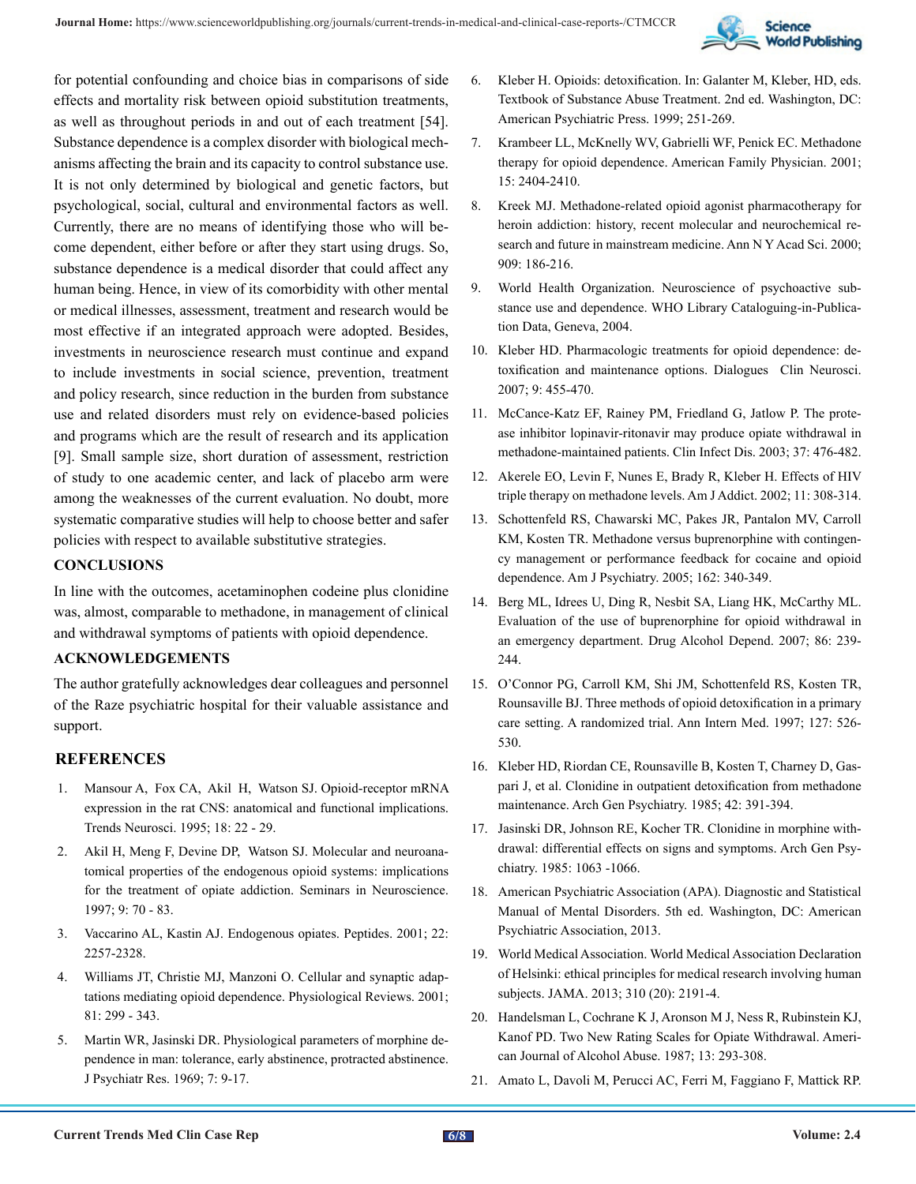for potential confounding and choice bias in comparisons of side effects and mortality risk between opioid substitution treatments, as well as throughout periods in and out of each treatment [54]. Substance dependence is a complex disorder with biological mechanisms affecting the brain and its capacity to control substance use. It is not only determined by biological and genetic factors, but psychological, social, cultural and environmental factors as well. Currently, there are no means of identifying those who will become dependent, either before or after they start using drugs. So, substance dependence is a medical disorder that could affect any human being. Hence, in view of its comorbidity with other mental or medical illnesses, assessment, treatment and research would be most effective if an integrated approach were adopted. Besides, investments in neuroscience research must continue and expand to include investments in social science, prevention, treatment and policy research, since reduction in the burden from substance use and related disorders must rely on evidence-based policies and programs which are the result of research and its application [9]. Small sample size, short duration of assessment, restriction of study to one academic center, and lack of placebo arm were among the weaknesses of the current evaluation. No doubt, more systematic comparative studies will help to choose better and safer policies with respect to available substitutive strategies.

## CONCLUSIONS

In line with the outcomes, acetaminophen codeine plus clonidine was, almost, comparable to methadone, in management of clinical and withdrawal symptoms of patients with opioid dependence.

## ACKNOWLEDGEMENTS

The author gratefully acknowledges dear colleagues and personnel of the Raze psychiatric hospital for their valuable assistance and support.

## REFERENCES

1. Mansour A, Fox CA, Akil H, Watson SJ. Opioid-receptor mRNA expression in the rat CNS: anatomical and functional implications. Trends Neurosci. 1995; 18: 22 - 29.
2. Akil H, Meng F, Devine DP, Watson SJ. Molecular and neuroanatomical properties of the endogenous opioid systems: implications for the treatment of opiate addiction. Seminars in Neuroscience. 1997; 9: 70 - 83.
3. Vaccarino AL, Kastin AJ. Endogenous opiates. Peptides. 2001; 22: 2257-2328.
4. Williams JT, Christie MJ, Manzoni O. Cellular and synaptic adaptations mediating opioid dependence. Physiological Reviews. 2001; 81: 299 - 343.
5. Martin WR, Jasinski DR. Physiological parameters of morphine dependence in man: tolerance, early abstinence, protracted abstinence. J Psychiatr Res. 1969; 7: 9-17.
6. Kleber H. Opioids: detoxification. In: Galanter M, Kleber, HD, eds. Textbook of Substance Abuse Treatment. 2nd ed. Washington, DC: American Psychiatric Press. 1999; 251-269.
7. Krambeer LL, McKnelly WV, Gabrielli WF, Penick EC. Methadone therapy for opioid dependence. American Family Physician. 2001; 15: 2404-2410.
8. Kreek MJ. Methadone-related opioid agonist pharmacotherapy for heroin addiction: history, recent molecular and neurochemical research and future in mainstream medicine. Ann N Y Acad Sci. 2000; 909: 186-216.
9. World Health Organization. Neuroscience of psychoactive substance use and dependence. WHO Library Cataloguing-in-Publication Data, Geneva, 2004.
10. Kleber HD. Pharmacologic treatments for opioid dependence: detoxification and maintenance options. Dialogues Clin Neurosci. 2007; 9: 455-470.
11. McCance-Katz EF, Rainey PM, Friedland G, Jatlow P. The protease inhibitor lopinavir-ritonavir may produce opiate withdrawal in methadone-maintained patients. Clin Infect Dis. 2003; 37: 476-482.
12. Akerele EO, Levin F, Nunes E, Brady R, Kleber H. Effects of HIV triple therapy on methadone levels. Am J Addict. 2002; 11: 308-314.
13. Schottenfeld RS, Chawarski MC, Pakes JR, Pantalon MV, Carroll KM, Kosten TR. Methadone versus buprenorphine with contingency management or performance feedback for cocaine and opioid dependence. Am J Psychiatry. 2005; 162: 340-349.
14. Berg ML, Idrees U, Ding R, Nesbit SA, Liang HK, McCarthy ML. Evaluation of the use of buprenorphine for opioid withdrawal in an emergency department. Drug Alcohol Depend. 2007; 86: 239-244.
15. O'Connor PG, Carroll KM, Shi JM, Schottenfeld RS, Kosten TR, Rounsaville BJ. Three methods of opioid detoxification in a primary care setting. A randomized trial. Ann Intern Med. 1997; 127: 526-530.
16. Kleber HD, Riordan CE, Rounsaville B, Kosten T, Charney D, Gaspari J, et al. Clonidine in outpatient detoxification from methadone maintenance. Arch Gen Psychiatry. 1985; 42: 391-394.
17. Jasinski DR, Johnson RE, Kocher TR. Clonidine in morphine withdrawal: differential effects on signs and symptoms. Arch Gen Psychiatry. 1985: 1063 -1066.
18. American Psychiatric Association (APA). Diagnostic and Statistical Manual of Mental Disorders. 5th ed. Washington, DC: American Psychiatric Association, 2013.
19. World Medical Association. World Medical Association Declaration of Helsinki: ethical principles for medical research involving human subjects. JAMA. 2013; 310 (20): 2191-4.
20. Handelsman L, Cochrane K J, Aronson M J, Ness R, Rubinstein KJ, Kanof PD. Two New Rating Scales for Opiate Withdrawal. American Journal of Alcohol Abuse. 1987; 13: 293-308.
21. Amato L, Davoli M, Perucci AC, Ferri M, Faggiano F, Mattick RP.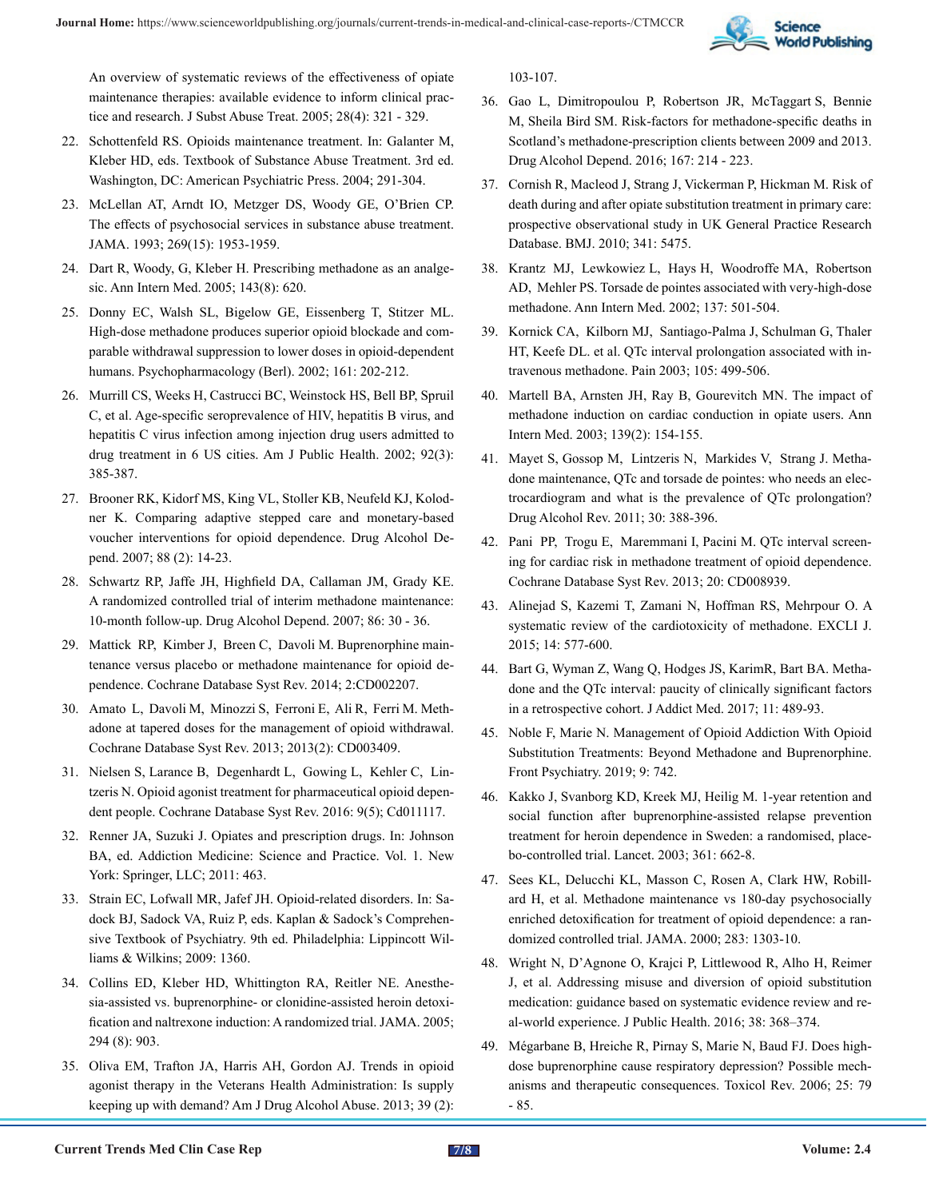An overview of systematic reviews of the effectiveness of opiate maintenance therapies: available evidence to inform clinical practice and research. J Subst Abuse Treat. 2005; 28(4): 321 - 329.

22. Schottenfeld RS. Opioids maintenance treatment. In: Galanter M, Kleber HD, eds. Textbook of Substance Abuse Treatment. 3rd ed. Washington, DC: American Psychiatric Press. 2004; 291-304.
23. McLellan AT, Arndt IO, Metzger DS, Woody GE, O'Brien CP. The effects of psychosocial services in substance abuse treatment. JAMA. 1993; 269(15): 1953-1959.
24. Dart R, Woody, G, Kleber H. Prescribing methadone as an analgesic. Ann Intern Med. 2005; 143(8): 620.
25. Donny EC, Walsh SL, Bigelow GE, Eissenberg T, Stitzer ML. High-dose methadone produces superior opioid blockade and comparable withdrawal suppression to lower doses in opioid-dependent humans. Psychopharmacology (Berl). 2002; 161: 202-212.
26. Murrill CS, Weeks H, Castrucci BC, Weinstock HS, Bell BP, Spruil C, et al. Age-specific seroprevalence of HIV, hepatitis B virus, and hepatitis C virus infection among injection drug users admitted to drug treatment in 6 US cities. Am J Public Health. 2002; 92(3): 385-387.
27. Brooner RK, Kidorf MS, King VL, Stoller KB, Neufeld KJ, Kolodner K. Comparing adaptive stepped care and monetary-based voucher interventions for opioid dependence. Drug Alcohol Depend. 2007; 88 (2): 14-23.
28. Schwartz RP, Jaffe JH, Highfield DA, Callaman JM, Grady KE. A randomized controlled trial of interim methadone maintenance: 10-month follow-up. Drug Alcohol Depend. 2007; 86: 30 - 36.
29. Mattick RP, Kimber J, Breen C, Davoli M. Buprenorphine maintenance versus placebo or methadone maintenance for opioid dependence. Cochrane Database Syst Rev. 2014; 2:CD002207.
30. Amato L, Davoli M, Minozzi S, Ferroni E, Ali R, Ferri M. Methadone at tapered doses for the management of opioid withdrawal. Cochrane Database Syst Rev. 2013; 2013(2): CD003409.
31. Nielsen S, Larance B, Degenhardt L, Gowing L, Kehler C, Lintzeris N. Opioid agonist treatment for pharmaceutical opioid dependent people. Cochrane Database Syst Rev. 2016: 9(5); Cd011117.
32. Renner JA, Suzuki J. Opiates and prescription drugs. In: Johnson BA, ed. Addiction Medicine: Science and Practice. Vol. 1. New York: Springer, LLC; 2011: 463.
33. Strain EC, Lofwall MR, Jafef JH. Opioid-related disorders. In: Sadock BJ, Sadock VA, Ruiz P, eds. Kaplan & Sadock's Comprehensive Textbook of Psychiatry. 9th ed. Philadelphia: Lippincott Williams & Wilkins; 2009: 1360.
34. Collins ED, Kleber HD, Whittington RA, Reitler NE. Anesthesia-assisted vs. buprenorphine- or clonidine-assisted heroin detoxification and naltrexone induction: A randomized trial. JAMA. 2005; 294 (8): 903.
35. Oliva EM, Trafton JA, Harris AH, Gordon AJ. Trends in opioid agonist therapy in the Veterans Health Administration: Is supply keeping up with demand? Am J Drug Alcohol Abuse. 2013; 39 (2): 103-107.
36. Gao L, Dimitropoulou P, Robertson JR, McTaggart S, Bennie M, Sheila Bird SM. Risk-factors for methadone-specific deaths in Scotland's methadone-prescription clients between 2009 and 2013. Drug Alcohol Depend. 2016; 167: 214 - 223.
37. Cornish R, Macleod J, Strang J, Vickerman P, Hickman M. Risk of death during and after opiate substitution treatment in primary care: prospective observational study in UK General Practice Research Database. BMJ. 2010; 341: 5475.
38. Krantz MJ, Lewkowiez L, Hays H, Woodroffe MA, Robertson AD, Mehler PS. Torsade de pointes associated with very-high-dose methadone. Ann Intern Med. 2002; 137: 501-504.
39. Kornick CA, Kilborn MJ, Santiago-Palma J, Schulman G, Thaler HT, Keefe DL. et al. QTc interval prolongation associated with intravenous methadone. Pain 2003; 105: 499-506.
40. Martell BA, Arnsten JH, Ray B, Gourevitch MN. The impact of methadone induction on cardiac conduction in opiate users. Ann Intern Med. 2003; 139(2): 154-155.
41. Mayet S, Gossop M, Lintzeris N, Markides V, Strang J. Methadone maintenance, QTc and torsade de pointes: who needs an electrocardiogram and what is the prevalence of QTc prolongation? Drug Alcohol Rev. 2011; 30: 388-396.
42. Pani PP, Trogu E, Maremmani I, Pacini M. QTc interval screening for cardiac risk in methadone treatment of opioid dependence. Cochrane Database Syst Rev. 2013; 20: CD008939.
43. Alinejad S, Kazemi T, Zamani N, Hoffman RS, Mehrpour O. A systematic review of the cardiotoxicity of methadone. EXCLI J. 2015; 14: 577-600.
44. Bart G, Wyman Z, Wang Q, Hodges JS, KarimR, Bart BA. Methadone and the QTc interval: paucity of clinically significant factors in a retrospective cohort. J Addict Med. 2017; 11: 489-93.
45. Noble F, Marie N. Management of Opioid Addiction With Opioid Substitution Treatments: Beyond Methadone and Buprenorphine. Front Psychiatry. 2019; 9: 742.
46. Kakko J, Svanborg KD, Kreek MJ, Heilig M. 1-year retention and social function after buprenorphine-assisted relapse prevention treatment for heroin dependence in Sweden: a randomised, placebo-controlled trial. Lancet. 2003; 361: 662-8.
47. Sees KL, Delucchi KL, Masson C, Rosen A, Clark HW, Robillard H, et al. Methadone maintenance vs 180-day psychosocially enriched detoxification for treatment of opioid dependence: a randomized controlled trial. JAMA. 2000; 283: 1303-10.
48. Wright N, D'Agnone O, Krajci P, Littlewood R, Alho H, Reimer J, et al. Addressing misuse and diversion of opioid substitution medication: guidance based on systematic evidence review and real-world experience. J Public Health. 2016; 38: 368–374.
49. Mégarbane B, Hreiche R, Pirnay S, Marie N, Baud FJ. Does high-dose buprenorphine cause respiratory depression? Possible mechanisms and therapeutic consequences. Toxicol Rev. 2006; 25: 79 - 85.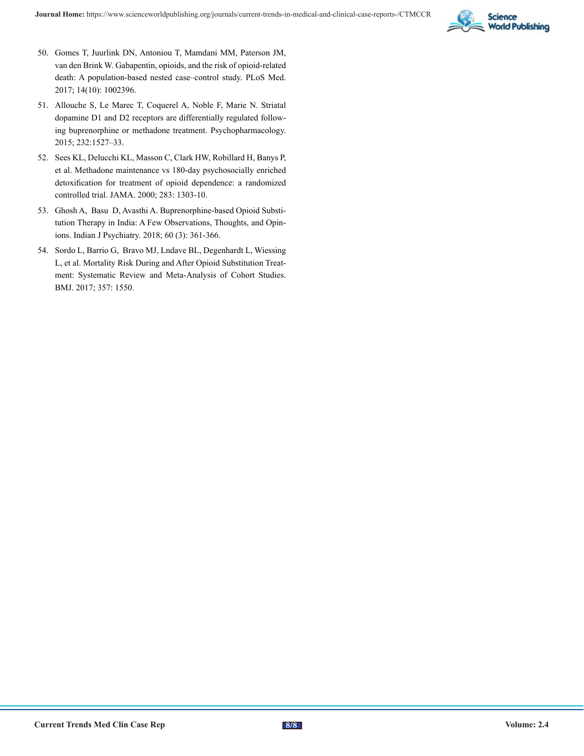50. Gomes T, Juurlink DN, Antoniou T, Mamdani MM, Paterson JM, van den Brink W. Gabapentin, opioids, and the risk of opioid-related death: A population-based nested case–control study. PLoS Med. 2017; 14(10): 1002396.

51. Allouche S, Le Marec T, Coquerel A, Noble F, Marie N. Striatal dopamine D1 and D2 receptors are differentially regulated following buprenorphine or methadone treatment. Psychopharmacology. 2015; 232:1527–33.

52. Sees KL, Delucchi KL, Masson C, Clark HW, Robillard H, Banys P, et al. Methadone maintenance vs 180-day psychosocially enriched detoxification for treatment of opioid dependence: a randomized controlled trial. JAMA. 2000; 283: 1303-10.

53. Ghosh A, Basu D, Avasthi A. Buprenorphine-based Opioid Substitution Therapy in India: A Few Observations, Thoughts, and Opinions. Indian J Psychiatry. 2018; 60 (3): 361-366.

54. Sordo L, Barrio G, Bravo MJ, Lndave BL, Degenhardt L, Wiessing L, et al. Mortality Risk During and After Opioid Substitution Treatment: Systematic Review and Meta-Analysis of Cohort Studies. BMJ. 2017; 357: 1550.